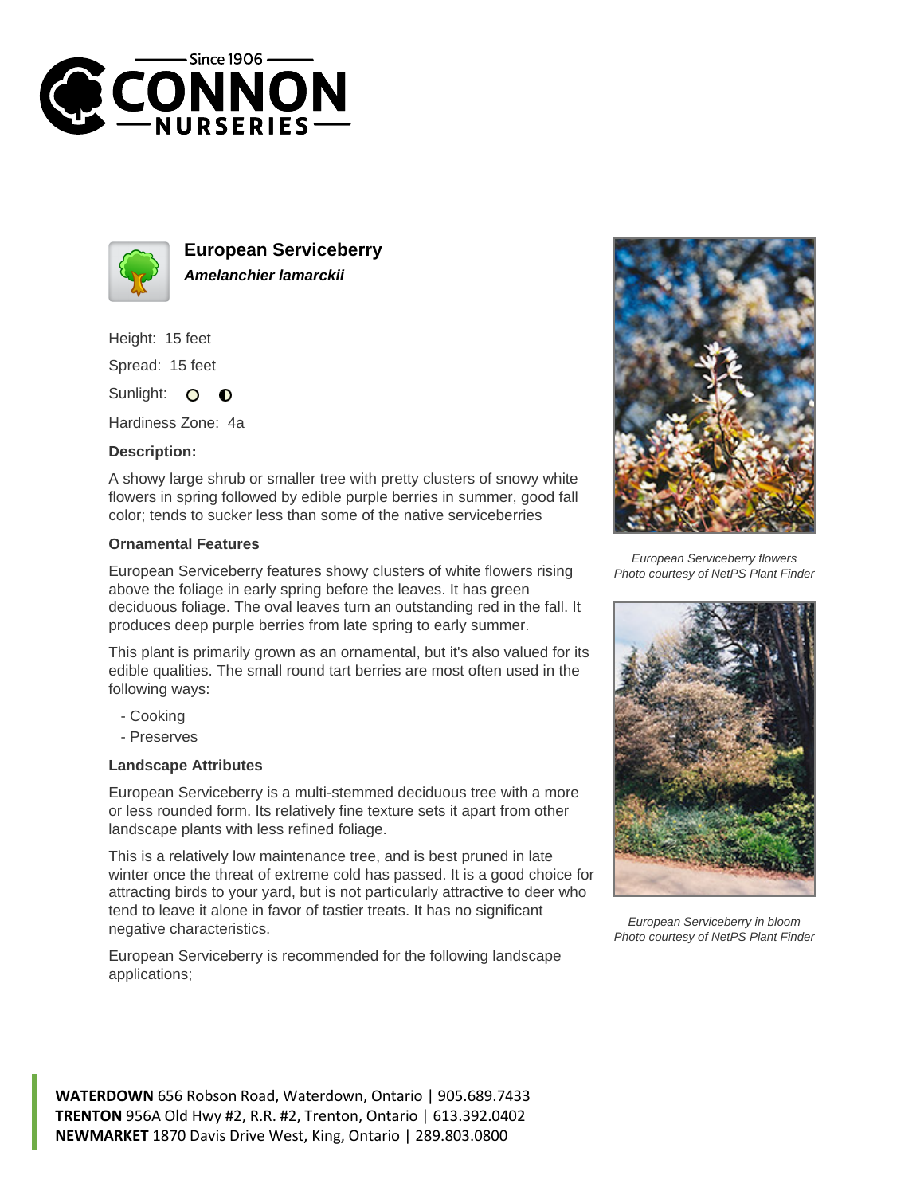# European Serviceberry

***Amelanchier lamarckii***

Height: 15 feet

Spread: 15 feet

Sunlight:

Hardiness Zone: 4a

**Description:**

A showy large shrub or smaller tree with pretty clusters of snowy white flowers in spring followed by edible purple berries in summer, good fall color; tends to sucker less than some of the native serviceberries

### Ornamental Features

European Serviceberry features showy clusters of white flowers rising above the foliage in early spring before the leaves. It has green deciduous foliage. The oval leaves turn an outstanding red in the fall. It produces deep purple berries from late spring to early summer.

This plant is primarily grown as an ornamental, but it's also valued for its edible qualities. The small round tart berries are most often used in the following ways:

- Cooking
- Preserves

### Landscape Attributes

European Serviceberry is a multi-stemmed deciduous tree with a more or less rounded form. Its relatively fine texture sets it apart from other landscape plants with less refined foliage.

This is a relatively low maintenance tree, and is best pruned in late winter once the threat of extreme cold has passed. It is a good choice for attracting birds to your yard, but is not particularly attractive to deer who tend to leave it alone in favor of tastier treats. It has no significant negative characteristics.

European Serviceberry is recommended for the following landscape applications;

*European Serviceberry flowers*
*Photo courtesy of NetPS Plant Finder*

*European Serviceberry in bloom*
*Photo courtesy of NetPS Plant Finder*

**WATERDOWN** 656 Robson Road, Waterdown, Ontario | 905.689.7433
**TRENTON** 956A Old Hwy #2, R.R. #2, Trenton, Ontario | 613.392.0402
**NEWMARKET** 1870 Davis Drive West, King, Ontario | 289.803.0800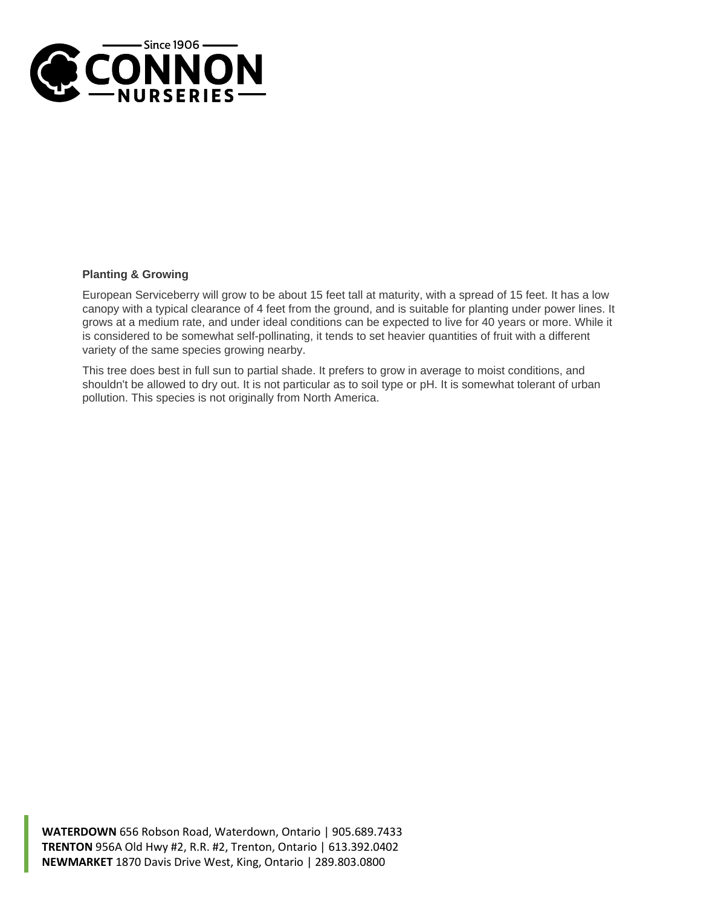### Planting & Growing

European Serviceberry will grow to be about 15 feet tall at maturity, with a spread of 15 feet. It has a low canopy with a typical clearance of 4 feet from the ground, and is suitable for planting under power lines. It grows at a medium rate, and under ideal conditions can be expected to live for 40 years or more. While it is considered to be somewhat self-pollinating, it tends to set heavier quantities of fruit with a different variety of the same species growing nearby.

This tree does best in full sun to partial shade. It prefers to grow in average to moist conditions, and shouldn't be allowed to dry out. It is not particular as to soil type or pH. It is somewhat tolerant of urban pollution. This species is not originally from North America.